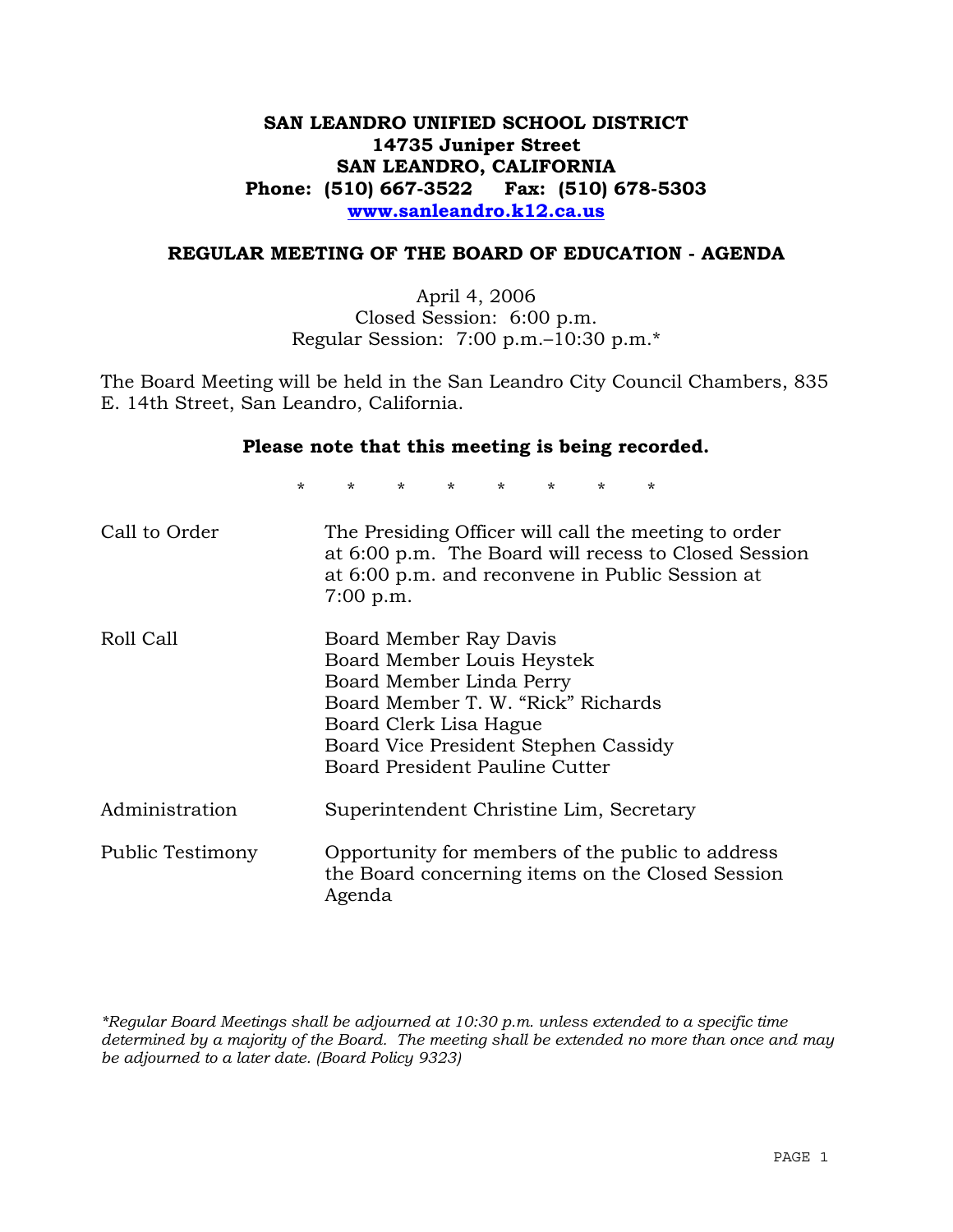**SAN LEANDRO UNIFIED SCHOOL DISTRICT**
**14735 Juniper Street**
**SAN LEANDRO, CALIFORNIA**
**Phone: (510) 667-3522 Fax: (510) 678-5303**
**www.sanleandro.k12.ca.us**

## REGULAR MEETING OF THE BOARD OF EDUCATION - AGENDA

April 4, 2006
Closed Session: 6:00 p.m.
Regular Session: 7:00 p.m.–10:30 p.m.*

The Board Meeting will be held in the San Leandro City Council Chambers, 835 E. 14th Street, San Leandro, California.

**Please note that this meeting is being recorded.**

\* \* \* \* \* \* \* \*

| | |
|---|---|
| Call to Order | The Presiding Officer will call the meeting to order at 6:00 p.m. The Board will recess to Closed Session at 6:00 p.m. and reconvene in Public Session at 7:00 p.m. |
| Roll Call | Board Member Ray Davis<br>Board Member Louis Heystek<br>Board Member Linda Perry<br>Board Member T. W. "Rick" Richards<br>Board Clerk Lisa Hague<br>Board Vice President Stephen Cassidy<br>Board President Pauline Cutter |
| Administration | Superintendent Christine Lim, Secretary |
| Public Testimony | Opportunity for members of the public to address the Board concerning items on the Closed Session Agenda |

*\*Regular Board Meetings shall be adjourned at 10:30 p.m. unless extended to a specific time determined by a majority of the Board. The meeting shall be extended no more than once and may be adjourned to a later date. (Board Policy 9323)*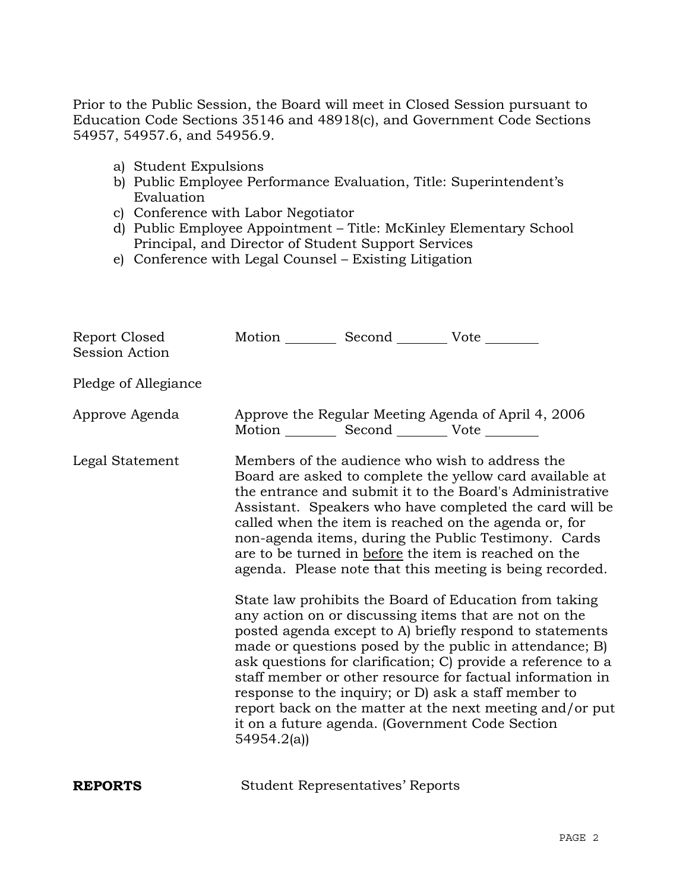Prior to the Public Session, the Board will meet in Closed Session pursuant to Education Code Sections 35146 and 48918(c), and Government Code Sections 54957, 54957.6, and 54956.9.

a) Student Expulsions
b) Public Employee Performance Evaluation, Title: Superintendent's Evaluation
c) Conference with Labor Negotiator
d) Public Employee Appointment – Title: McKinley Elementary School Principal, and Director of Student Support Services
e) Conference with Legal Counsel – Existing Litigation

Report Closed Session Action — Motion ________ Second ________ Vote ________

Pledge of Allegiance

Approve Agenda — Approve the Regular Meeting Agenda of April 4, 2006
Motion ________ Second ________ Vote ________

Legal Statement — Members of the audience who wish to address the Board are asked to complete the yellow card available at the entrance and submit it to the Board's Administrative Assistant. Speakers who have completed the card will be called when the item is reached on the agenda or, for non-agenda items, during the Public Testimony. Cards are to be turned in before the item is reached on the agenda. Please note that this meeting is being recorded.

State law prohibits the Board of Education from taking any action on or discussing items that are not on the posted agenda except to A) briefly respond to statements made or questions posed by the public in attendance; B) ask questions for clarification; C) provide a reference to a staff member or other resource for factual information in response to the inquiry; or D) ask a staff member to report back on the matter at the next meeting and/or put it on a future agenda. (Government Code Section 54954.2(a))

**REPORTS** — Student Representatives' Reports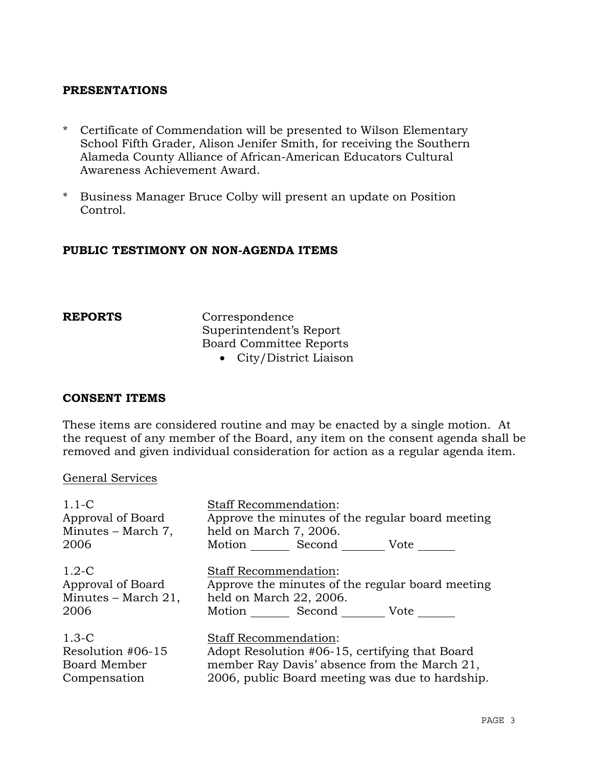## PRESENTATIONS

* Certificate of Commendation will be presented to Wilson Elementary School Fifth Grader, Alison Jenifer Smith, for receiving the Southern Alameda County Alliance of African-American Educators Cultural Awareness Achievement Award.

* Business Manager Bruce Colby will present an update on Position Control.

## PUBLIC TESTIMONY ON NON-AGENDA ITEMS

## REPORTS

Correspondence
Superintendent's Report
Board Committee Reports

- City/District Liaison

## CONSENT ITEMS

These items are considered routine and may be enacted by a single motion. At the request of any member of the Board, any item on the consent agenda shall be removed and given individual consideration for action as a regular agenda item.

General Services

1.1-C
Approval of Board Minutes – March 7, 2006

Staff Recommendation:
Approve the minutes of the regular board meeting held on March 7, 2006.
Motion _______ Second _______ Vote _______

1.2-C
Approval of Board Minutes – March 21, 2006

Staff Recommendation:
Approve the minutes of the regular board meeting held on March 22, 2006.
Motion _______ Second _______ Vote _______

1.3-C
Resolution #06-15 Board Member Compensation

Staff Recommendation:
Adopt Resolution #06-15, certifying that Board member Ray Davis' absence from the March 21, 2006, public Board meeting was due to hardship.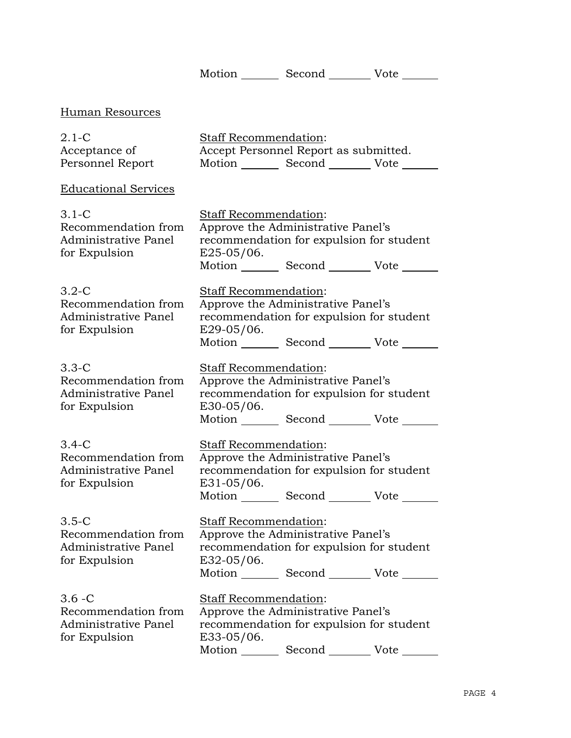Motion _______ Second _______ Vote _______

Human Resources

| | |
|---|---|
| 2.1-C<br>Acceptance of Personnel Report | Staff Recommendation:<br>Accept Personnel Report as submitted.<br>Motion _______ Second _______ Vote _______ |

Educational Services

| | |
|---|---|
| 3.1-C<br>Recommendation from Administrative Panel for Expulsion | Staff Recommendation:<br>Approve the Administrative Panel's recommendation for expulsion for student E25-05/06.<br>Motion _______ Second _______ Vote _______ |
| 3.2-C<br>Recommendation from Administrative Panel for Expulsion | Staff Recommendation:<br>Approve the Administrative Panel's recommendation for expulsion for student E29-05/06.<br>Motion _______ Second _______ Vote _______ |
| 3.3-C<br>Recommendation from Administrative Panel for Expulsion | Staff Recommendation:<br>Approve the Administrative Panel's recommendation for expulsion for student E30-05/06.<br>Motion _______ Second _______ Vote _______ |
| 3.4-C<br>Recommendation from Administrative Panel for Expulsion | Staff Recommendation:<br>Approve the Administrative Panel's recommendation for expulsion for student E31-05/06.<br>Motion _______ Second _______ Vote _______ |
| 3.5-C<br>Recommendation from Administrative Panel for Expulsion | Staff Recommendation:<br>Approve the Administrative Panel's recommendation for expulsion for student E32-05/06.<br>Motion _______ Second _______ Vote _______ |
| 3.6 -C<br>Recommendation from Administrative Panel for Expulsion | Staff Recommendation:<br>Approve the Administrative Panel's recommendation for expulsion for student E33-05/06.<br>Motion _______ Second _______ Vote _______ |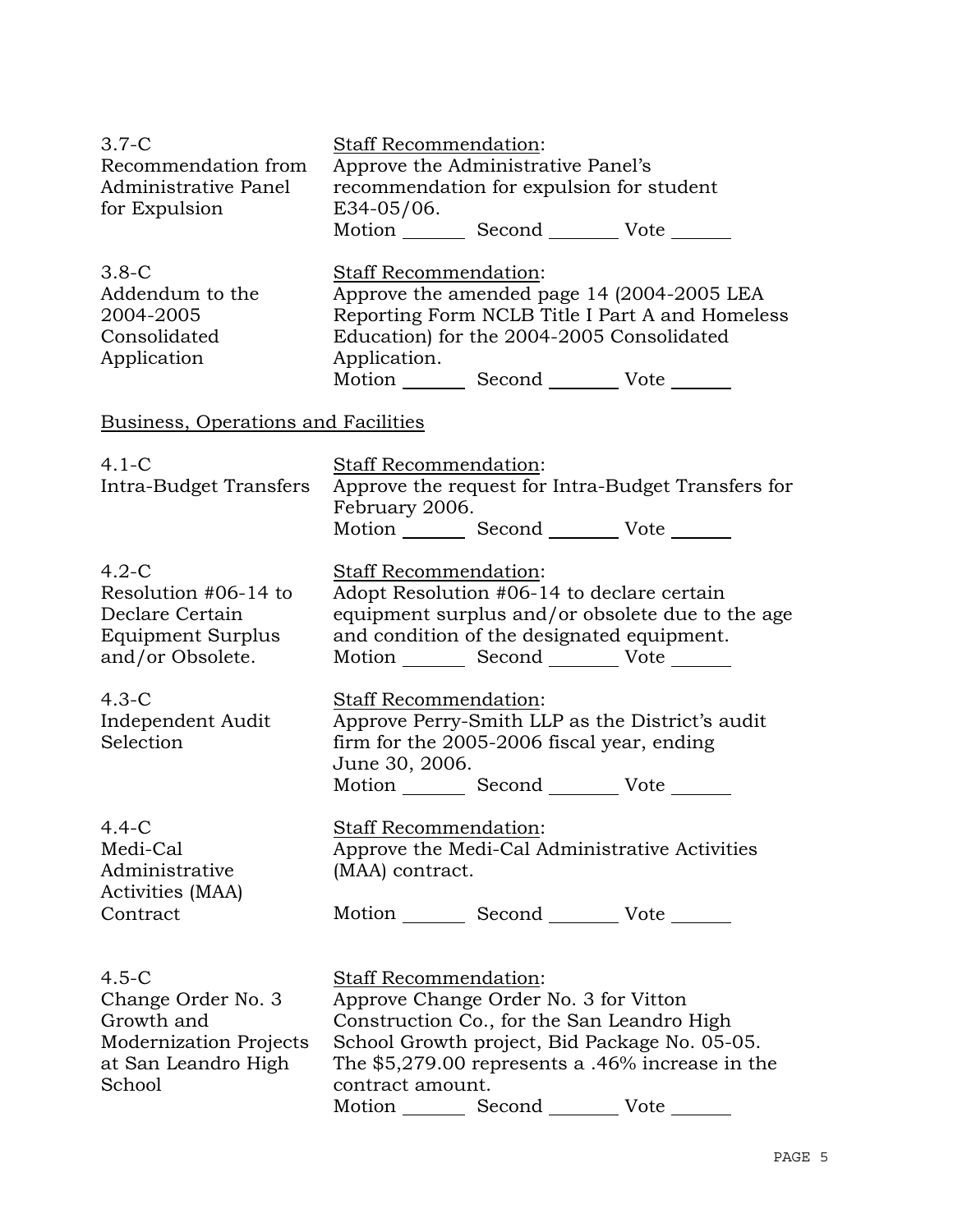3.7-C
Recommendation from Administrative Panel for Expulsion

Staff Recommendation:
Approve the Administrative Panel's recommendation for expulsion for student E34-05/06.
Motion _______ Second _______ Vote _______

3.8-C
Addendum to the 2004-2005 Consolidated Application

Staff Recommendation:
Approve the amended page 14 (2004-2005 LEA Reporting Form NCLB Title I Part A and Homeless Education) for the 2004-2005 Consolidated Application.
Motion _______ Second _______ Vote _______

Business, Operations and Facilities

4.1-C
Intra-Budget Transfers

Staff Recommendation:
Approve the request for Intra-Budget Transfers for February 2006.
Motion _______ Second _______ Vote _______

4.2-C
Resolution #06-14 to Declare Certain Equipment Surplus and/or Obsolete.

Staff Recommendation:
Adopt Resolution #06-14 to declare certain equipment surplus and/or obsolete due to the age and condition of the designated equipment.
Motion _______ Second _______ Vote _______

4.3-C
Independent Audit Selection

Staff Recommendation:
Approve Perry-Smith LLP as the District's audit firm for the 2005-2006 fiscal year, ending June 30, 2006.
Motion _______ Second _______ Vote _______

4.4-C
Medi-Cal Administrative Activities (MAA) Contract

Staff Recommendation:
Approve the Medi-Cal Administrative Activities (MAA) contract.
Motion _______ Second _______ Vote _______

4.5-C
Change Order No. 3 Growth and Modernization Projects at San Leandro High School

Staff Recommendation:
Approve Change Order No. 3 for Vitton Construction Co., for the San Leandro High School Growth project, Bid Package No. 05-05. The $5,279.00 represents a .46% increase in the contract amount.
Motion _______ Second _______ Vote _______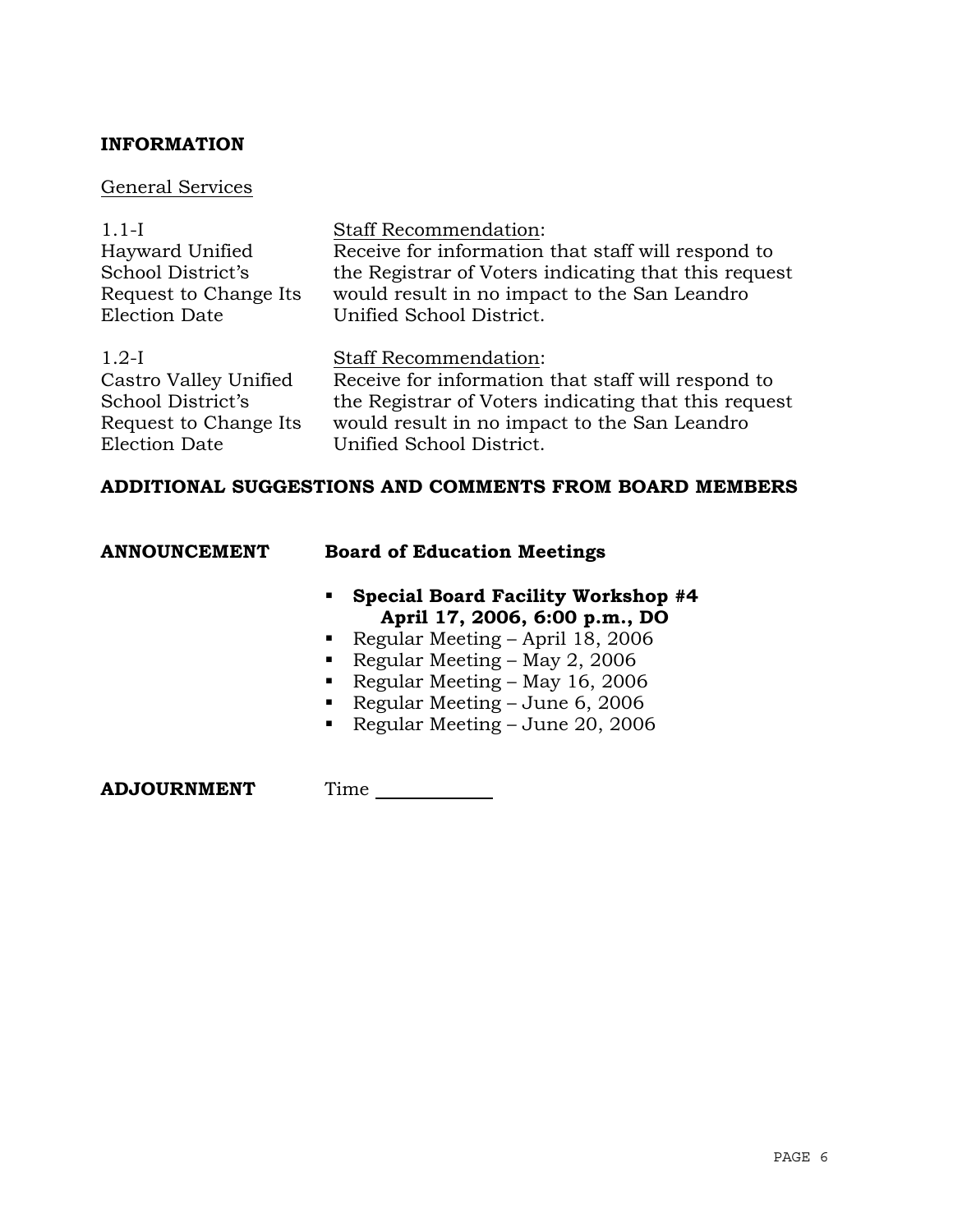**INFORMATION**

General Services

| | |
|---|---|
| 1.1-I<br>Hayward Unified School District's Request to Change Its Election Date | Staff Recommendation:<br>Receive for information that staff will respond to the Registrar of Voters indicating that this request would result in no impact to the San Leandro Unified School District. |
| 1.2-I<br>Castro Valley Unified School District's Request to Change Its Election Date | Staff Recommendation:<br>Receive for information that staff will respond to the Registrar of Voters indicating that this request would result in no impact to the San Leandro Unified School District. |

**ADDITIONAL SUGGESTIONS AND COMMENTS FROM BOARD MEMBERS**

**ANNOUNCEMENT** **Board of Education Meetings**

- **Special Board Facility Workshop #4 April 17, 2006, 6:00 p.m., DO**
- Regular Meeting – April 18, 2006
- Regular Meeting – May 2, 2006
- Regular Meeting – May 16, 2006
- Regular Meeting – June 6, 2006
- Regular Meeting – June 20, 2006

**ADJOURNMENT** Time ____________